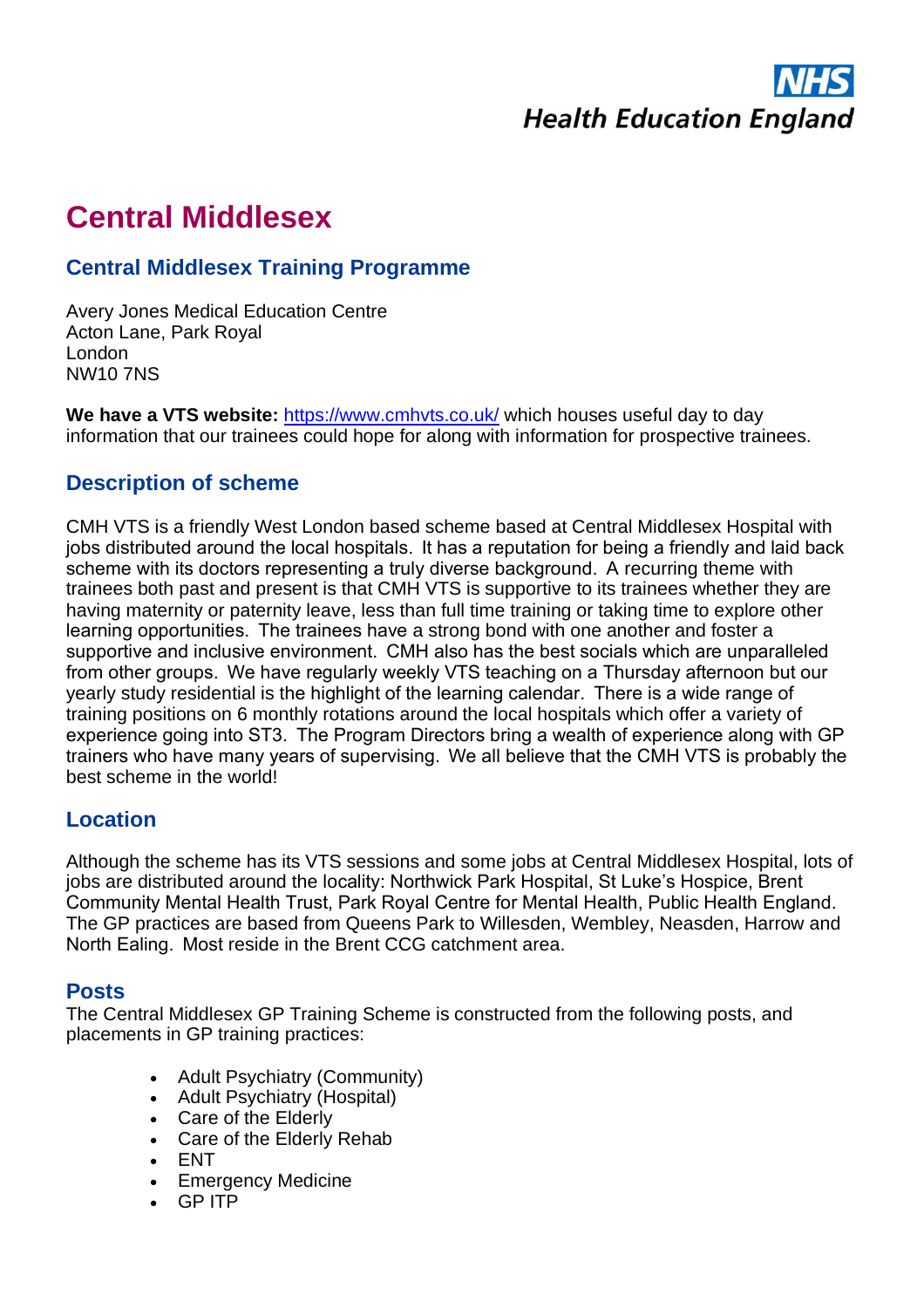NHS
Health Education England

# Central Middlesex

## Central Middlesex Training Programme

Avery Jones Medical Education Centre
Acton Lane, Park Royal
London
NW10 7NS

**We have a VTS website:** https://www.cmhvts.co.uk/ which houses useful day to day information that our trainees could hope for along with information for prospective trainees.

## Description of scheme

CMH VTS is a friendly West London based scheme based at Central Middlesex Hospital with jobs distributed around the local hospitals. It has a reputation for being a friendly and laid back scheme with its doctors representing a truly diverse background. A recurring theme with trainees both past and present is that CMH VTS is supportive to its trainees whether they are having maternity or paternity leave, less than full time training or taking time to explore other learning opportunities. The trainees have a strong bond with one another and foster a supportive and inclusive environment. CMH also has the best socials which are unparalleled from other groups. We have regularly weekly VTS teaching on a Thursday afternoon but our yearly study residential is the highlight of the learning calendar. There is a wide range of training positions on 6 monthly rotations around the local hospitals which offer a variety of experience going into ST3. The Program Directors bring a wealth of experience along with GP trainers who have many years of supervising. We all believe that the CMH VTS is probably the best scheme in the world!

## Location

Although the scheme has its VTS sessions and some jobs at Central Middlesex Hospital, lots of jobs are distributed around the locality: Northwick Park Hospital, St Luke's Hospice, Brent Community Mental Health Trust, Park Royal Centre for Mental Health, Public Health England. The GP practices are based from Queens Park to Willesden, Wembley, Neasden, Harrow and North Ealing. Most reside in the Brent CCG catchment area.

## Posts

The Central Middlesex GP Training Scheme is constructed from the following posts, and placements in GP training practices:

- Adult Psychiatry (Community)
- Adult Psychiatry (Hospital)
- Care of the Elderly
- Care of the Elderly Rehab
- ENT
- Emergency Medicine
- GP ITP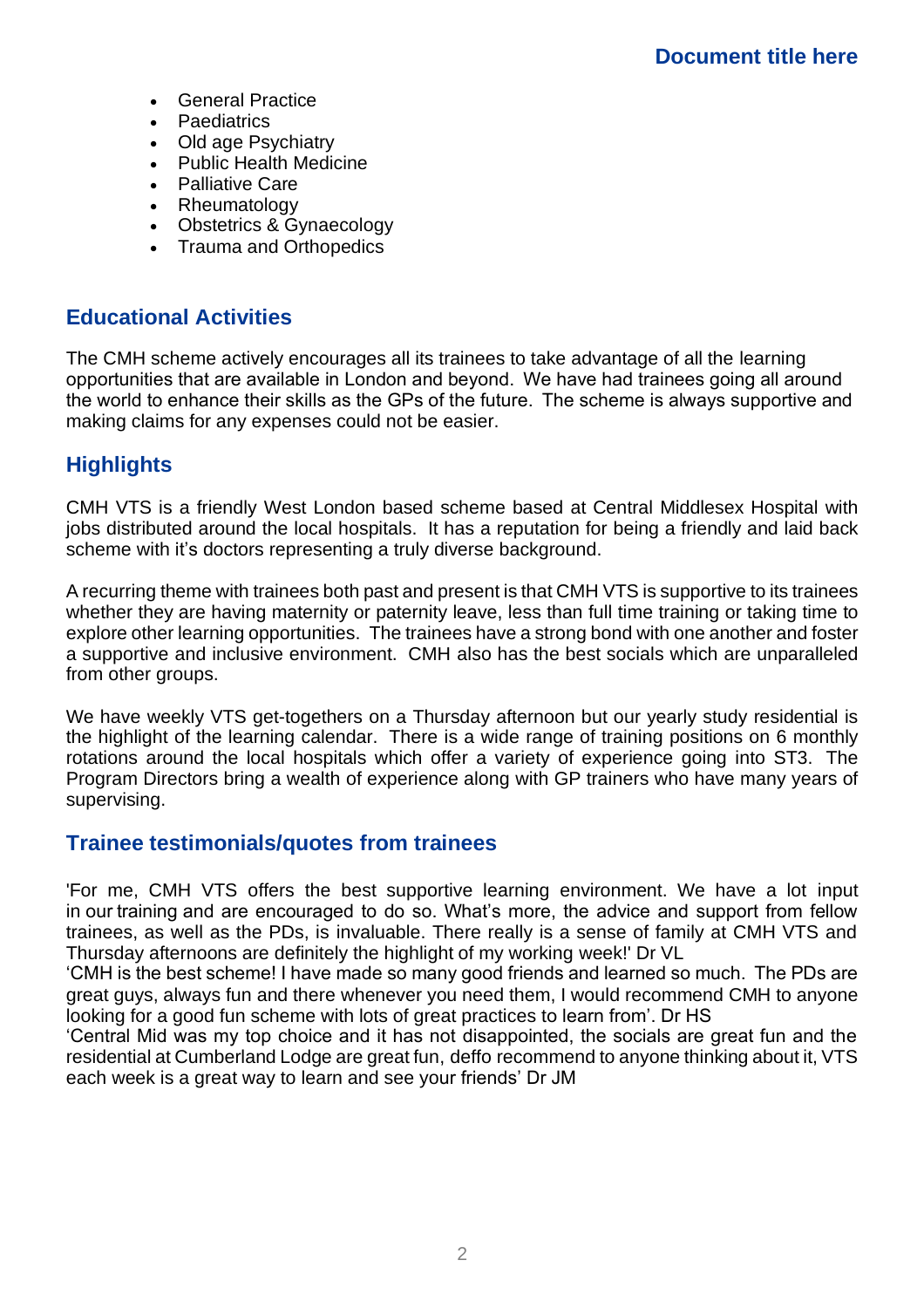- General Practice
- Paediatrics
- Old age Psychiatry
- Public Health Medicine
- Palliative Care
- Rheumatology
- Obstetrics & Gynaecology
- Trauma and Orthopedics

## Educational Activities

The CMH scheme actively encourages all its trainees to take advantage of all the learning opportunities that are available in London and beyond. We have had trainees going all around the world to enhance their skills as the GPs of the future. The scheme is always supportive and making claims for any expenses could not be easier.

## Highlights

CMH VTS is a friendly West London based scheme based at Central Middlesex Hospital with jobs distributed around the local hospitals. It has a reputation for being a friendly and laid back scheme with it's doctors representing a truly diverse background.

A recurring theme with trainees both past and present is that CMH VTS is supportive to its trainees whether they are having maternity or paternity leave, less than full time training or taking time to explore other learning opportunities. The trainees have a strong bond with one another and foster a supportive and inclusive environment. CMH also has the best socials which are unparalleled from other groups.

We have weekly VTS get-togethers on a Thursday afternoon but our yearly study residential is the highlight of the learning calendar. There is a wide range of training positions on 6 monthly rotations around the local hospitals which offer a variety of experience going into ST3. The Program Directors bring a wealth of experience along with GP trainers who have many years of supervising.

## Trainee testimonials/quotes from trainees

'For me, CMH VTS offers the best supportive learning environment. We have a lot input in our training and are encouraged to do so. What's more, the advice and support from fellow trainees, as well as the PDs, is invaluable. There really is a sense of family at CMH VTS and Thursday afternoons are definitely the highlight of my working week!' Dr VL

'CMH is the best scheme! I have made so many good friends and learned so much. The PDs are great guys, always fun and there whenever you need them, I would recommend CMH to anyone looking for a good fun scheme with lots of great practices to learn from'. Dr HS

'Central Mid was my top choice and it has not disappointed, the socials are great fun and the residential at Cumberland Lodge are great fun, deffo recommend to anyone thinking about it, VTS each week is a great way to learn and see your friends' Dr JM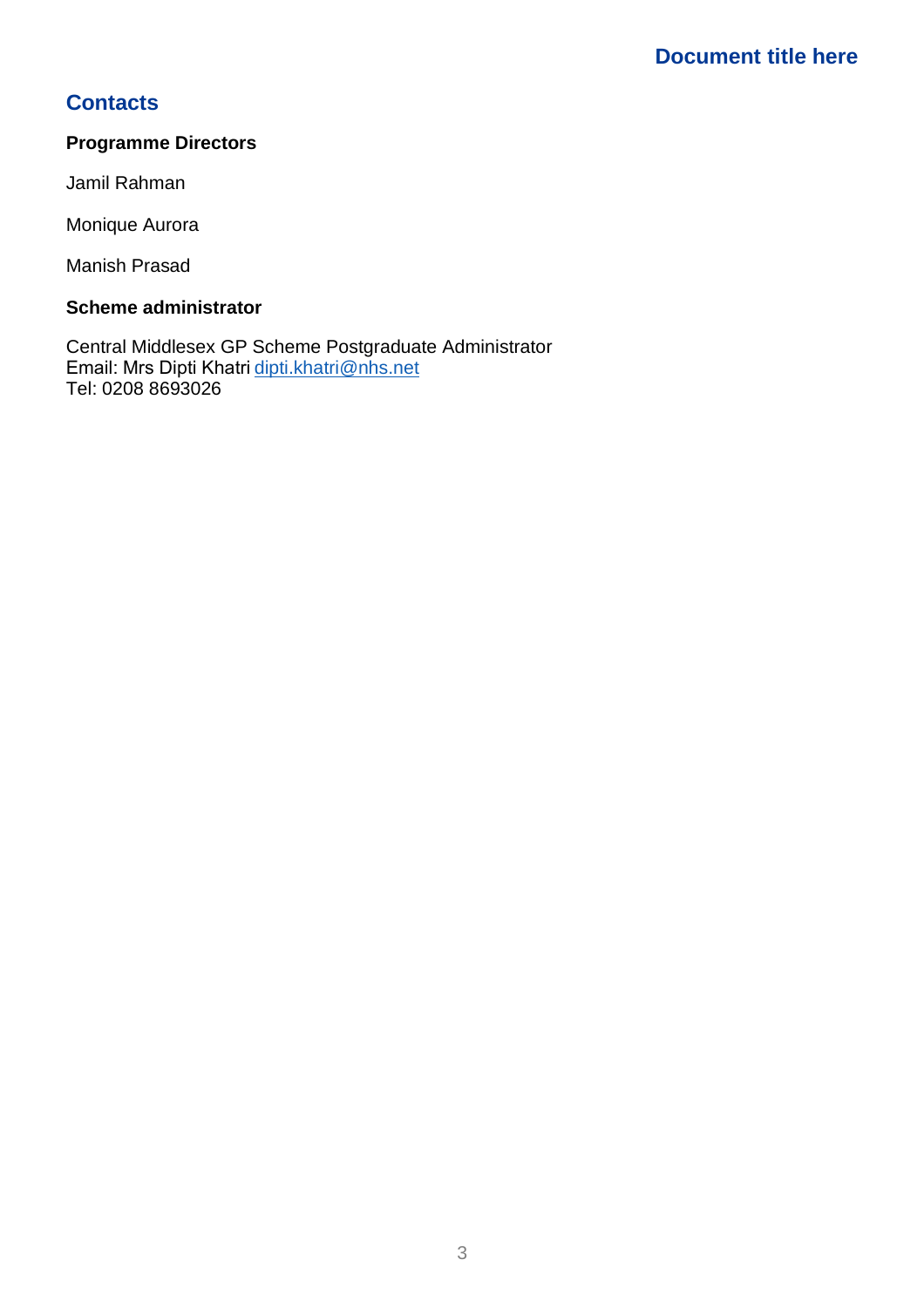## Contacts

**Programme Directors**

Jamil Rahman

Monique Aurora

Manish Prasad

**Scheme administrator**

Central Middlesex GP Scheme Postgraduate Administrator
Email: Mrs Dipti Khatri dipti.khatri@nhs.net
Tel: 0208 8693026